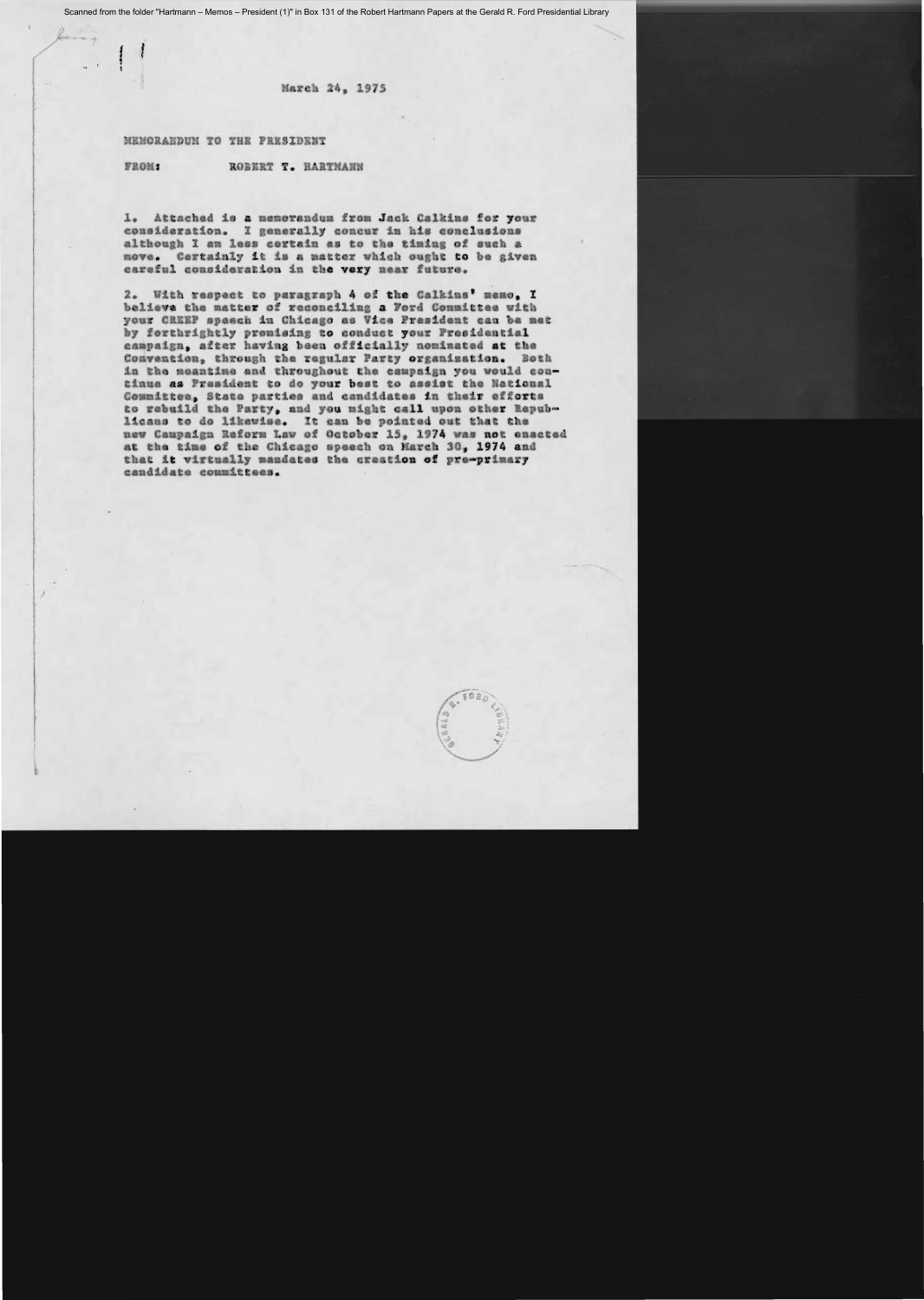March 24, 1975

MEMORANDUM TO THE PRESIDENT

FROM: ROBERT T. HARTMANN

1. Attached is a memorandum from Jack Calkins for your consideration. I generally concur in his conclusions although I am less certain as to the timing of such a move. Certainly it is a matter which ought to be given careful consideration in the very near future.

2. With respect to paragraph 4 of the Calkins' memo, I believe the matter of reconciling a Ford Committee with your CREEP speech in Chicago as Vice President can be met by forthrightly promising to conduct your Presidential campaign, after having been officially nominated at the Convention, through the regular Party organization. Both in the meantime and throughout the campaign you would continue as President to do your best to assist the National Committee, State parties and candidates in their efforts to rebuild the Party, and you might call upon other Republicans to do likewise. It can be pointed out that the new Campaign Reform Law of October 15, 1974 was not enacted at the time of the Chicago speech on March 30, 1974 and that it virtually mandates the creation of pre-primary candidate committees.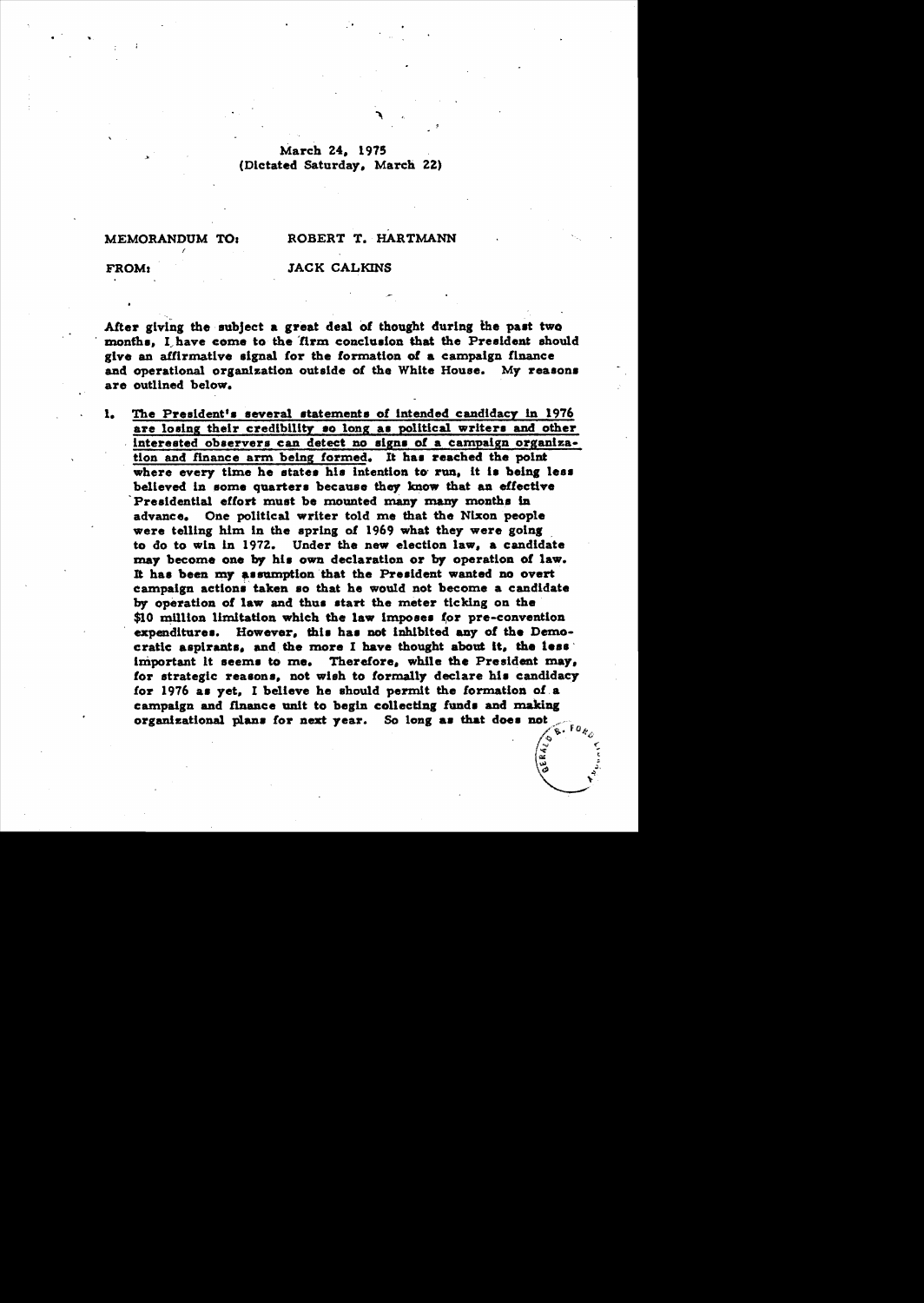March 24, 1975
(Dictated Saturday, March 22)

MEMORANDUM TO: ROBERT T. HARTMANN

FROM: JACK CALKINS

After giving the subject a great deal of thought during the past two months, I have come to the firm conclusion that the President should give an affirmative signal for the formation of a campaign finance and operational organization outside of the White House. My reasons are outlined below.

1. The President's several statements of intended candidacy in 1976 are losing their credibility so long as political writers and other interested observers can detect no signs of a campaign organization and finance arm being formed. It has reached the point where every time he states his intention to run, it is being less believed in some quarters because they know that an effective Presidential effort must be mounted many many months in advance. One political writer told me that the Nixon people were telling him in the spring of 1969 what they were going to do to win in 1972. Under the new election law, a candidate may become one by his own declaration or by operation of law. It has been my assumption that the President wanted no overt campaign actions taken so that he would not become a candidate by operation of law and thus start the meter ticking on the $10 million limitation which the law imposes for pre-convention expenditures. However, this has not inhibited any of the Democratic aspirants, and the more I have thought about it, the less important it seems to me. Therefore, while the President may, for strategic reasons, not wish to formally declare his candidacy for 1976 as yet, I believe he should permit the formation of a campaign and finance unit to begin collecting funds and making organizational plans for next year. So long as that does not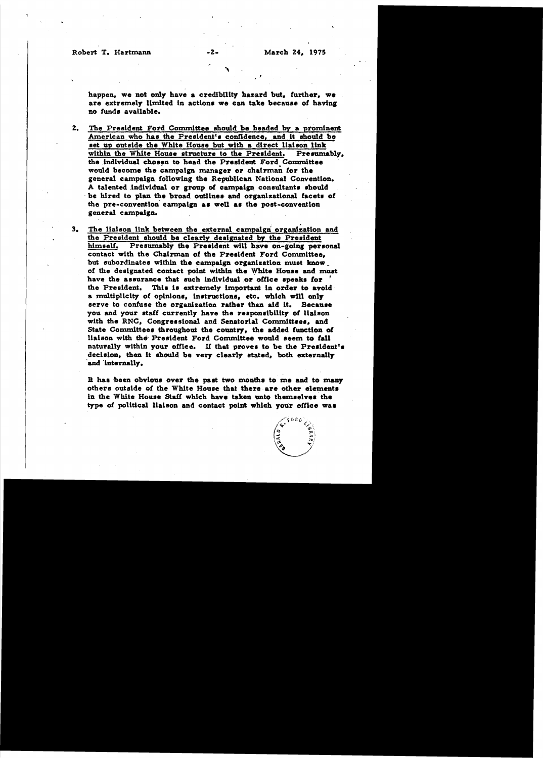happen, we not only have a credibility hazard but, further, we are extremely limited in actions we can take because of having no funds available.

2. The President Ford Committee should be headed by a prominent American who has the President's confidence, and it should be set up outside the White House but with a direct liaison link within the White House structure to the President. Presumably, the individual chosen to head the President Ford Committee would become the campaign manager or chairman for the general campaign following the Republican National Convention. A talented individual or group of campaign consultants should be hired to plan the broad outlines and organizational facets of the pre-convention campaign as well as the post-convention general campaign.

3. The liaison link between the external campaign organization and the President should be clearly designated by the President himself. Presumably the President will have on-going personal contact with the Chairman of the President Ford Committee, but subordinates within the campaign organization must know of the designated contact point within the White House and must have the assurance that such individual or office speaks for the President. This is extremely important in order to avoid a multiplicity of opinions, instructions, etc. which will only serve to confuse the organization rather than aid it. Because you and your staff currently have the responsibility of liaison with the RNC, Congressional and Senatorial Committees, and State Committees throughout the country, the added function of liaison with the President Ford Committee would seem to fall naturally within your office. If that proves to be the President's decision, then it should be very clearly stated, both externally and internally.

It has been obvious over the past two months to me and to many others outside of the White House that there are other elements in the White House Staff which have taken unto themselves the type of political liaison and contact point which your office was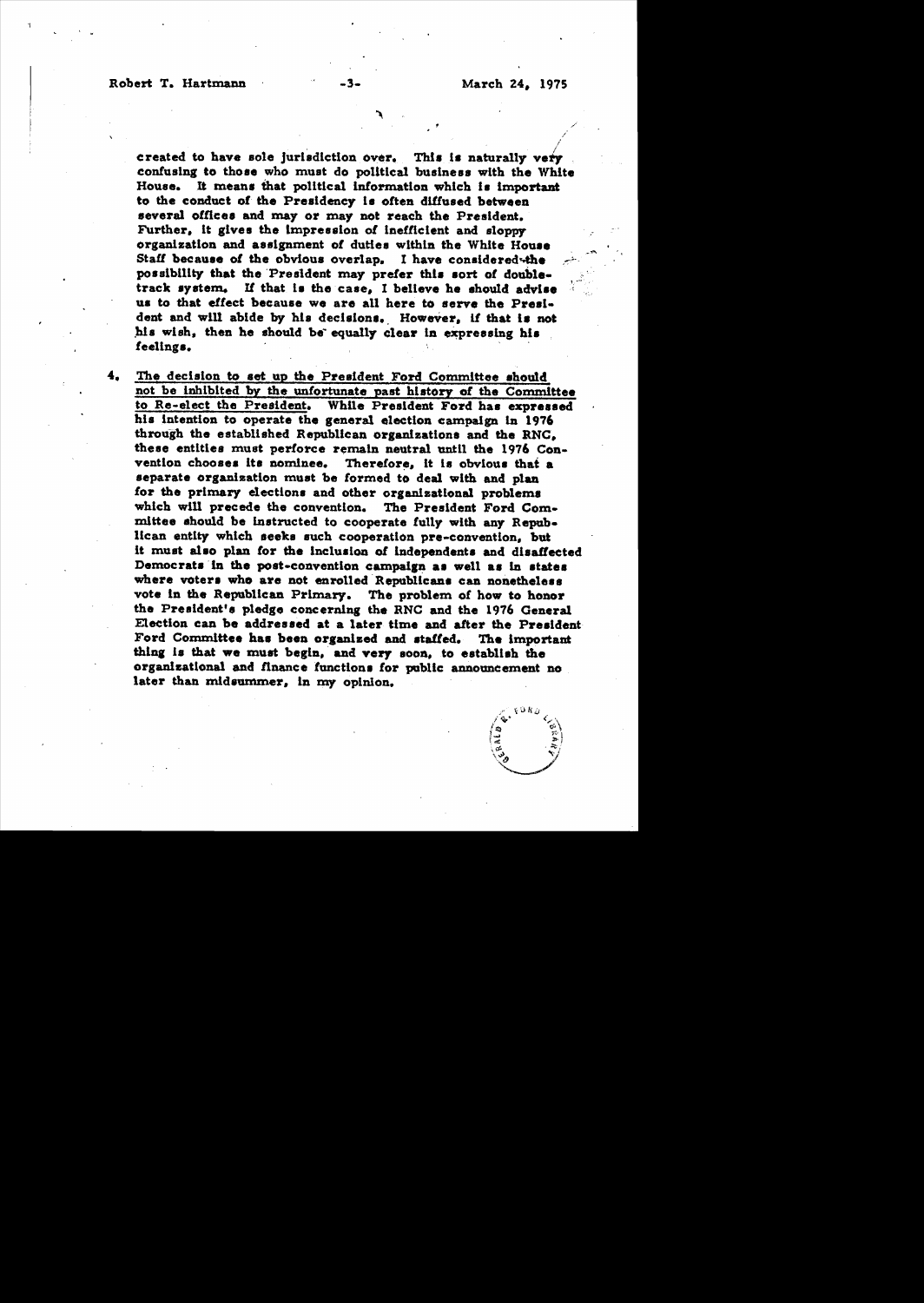created to have sole jurisdiction over. This is naturally very confusing to those who must do political business with the White House. It means that political information which is important to the conduct of the Presidency is often diffused between several offices and may or may not reach the President. Further, it gives the impression of inefficient and sloppy organization and assignment of duties within the White House Staff because of the obvious overlap. I have considered the possibility that the President may prefer this sort of double-track system. If that is the case, I believe he should advise us to that effect because we are all here to serve the President and will abide by his decisions. However, if that is not his wish, then he should be equally clear in expressing his feelings.

4. <u>The decision to set up the President Ford Committee should not be inhibited by the unfortunate past history of the Committee to Re-elect the President.</u> While President Ford has expressed his intention to operate the general election campaign in 1976 through the established Republican organizations and the RNC, these entities must perforce remain neutral until the 1976 Convention chooses its nominee. Therefore, it is obvious that a separate organization must be formed to deal with and plan for the primary elections and other organizational problems which will precede the convention. The President Ford Committee should be instructed to cooperate fully with any Republican entity which seeks such cooperation pre-convention, but it must also plan for the inclusion of independents and disaffected Democrats in the post-convention campaign as well as in states where voters who are not enrolled Republicans can nonetheless vote in the Republican Primary. The problem of how to honor the President's pledge concerning the RNC and the 1976 General Election can be addressed at a later time and after the President Ford Committee has been organized and staffed. The important thing is that we must begin, and very soon, to establish the organizational and finance functions for public announcement no later than midsummer, in my opinion.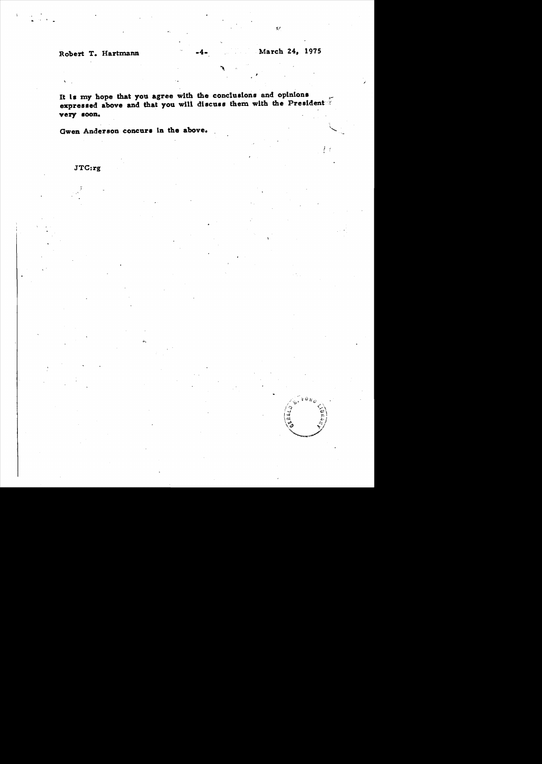It is my hope that you agree with the conclusions and opinions expressed above and that you will discuss them with the President very soon.

Gwen Anderson concurs in the above.

JTC:rg